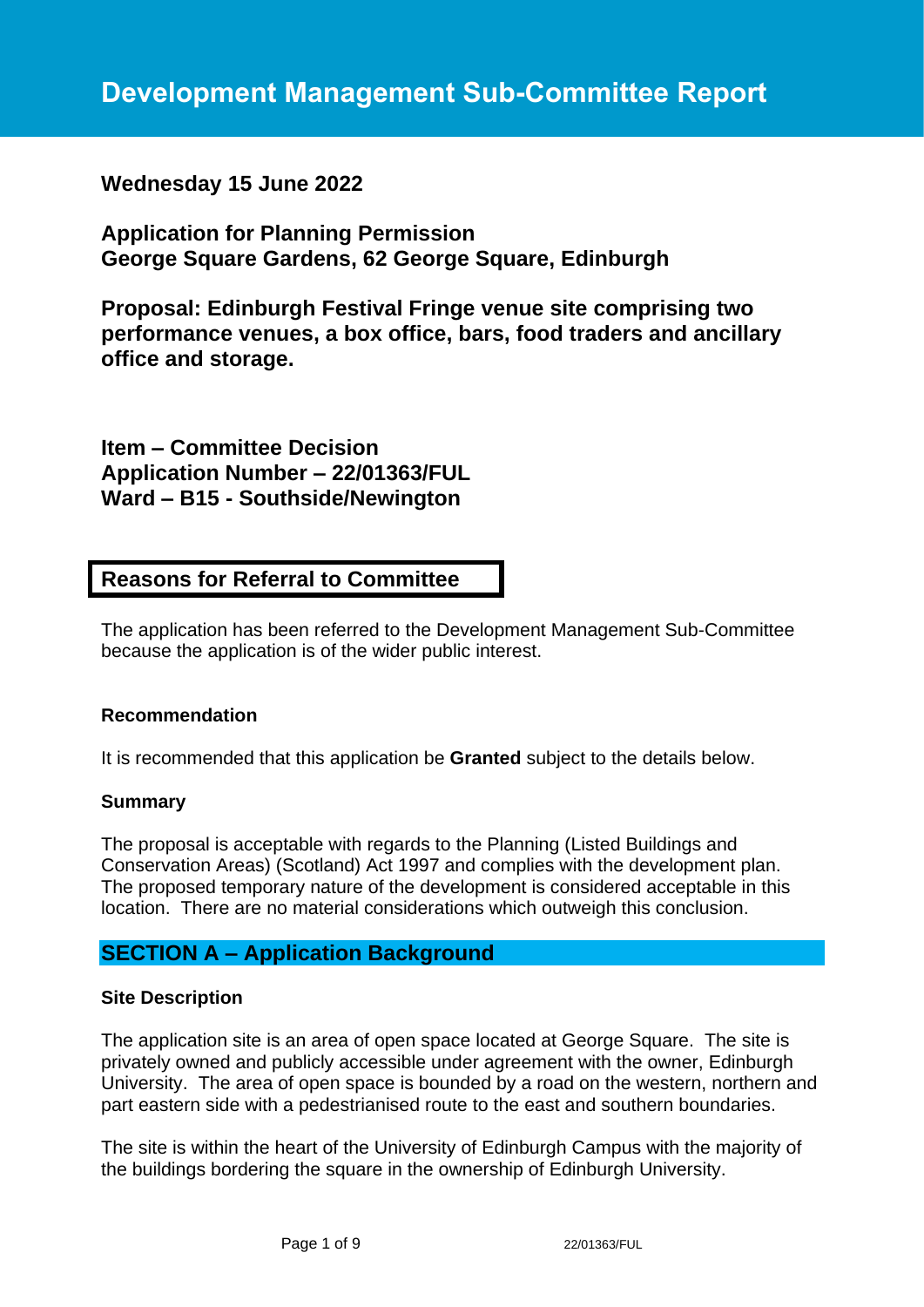# Development Management Sub-Committee Report

**Wednesday 15 June 2022**

**Application for Planning Permission**
**George Square Gardens, 62 George Square, Edinburgh**

**Proposal: Edinburgh Festival Fringe venue site comprising two performance venues, a box office, bars, food traders and ancillary office and storage.**

**Item – Committee Decision**
**Application Number – 22/01363/FUL**
**Ward – B15 - Southside/Newington**

## Reasons for Referral to Committee

The application has been referred to the Development Management Sub-Committee because the application is of the wider public interest.

**Recommendation**

It is recommended that this application be **Granted** subject to the details below.

**Summary**

The proposal is acceptable with regards to the Planning (Listed Buildings and Conservation Areas) (Scotland) Act 1997 and complies with the development plan. The proposed temporary nature of the development is considered acceptable in this location. There are no material considerations which outweigh this conclusion.

## SECTION A – Application Background

**Site Description**

The application site is an area of open space located at George Square. The site is privately owned and publicly accessible under agreement with the owner, Edinburgh University. The area of open space is bounded by a road on the western, northern and part eastern side with a pedestrianised route to the east and southern boundaries.

The site is within the heart of the University of Edinburgh Campus with the majority of the buildings bordering the square in the ownership of Edinburgh University.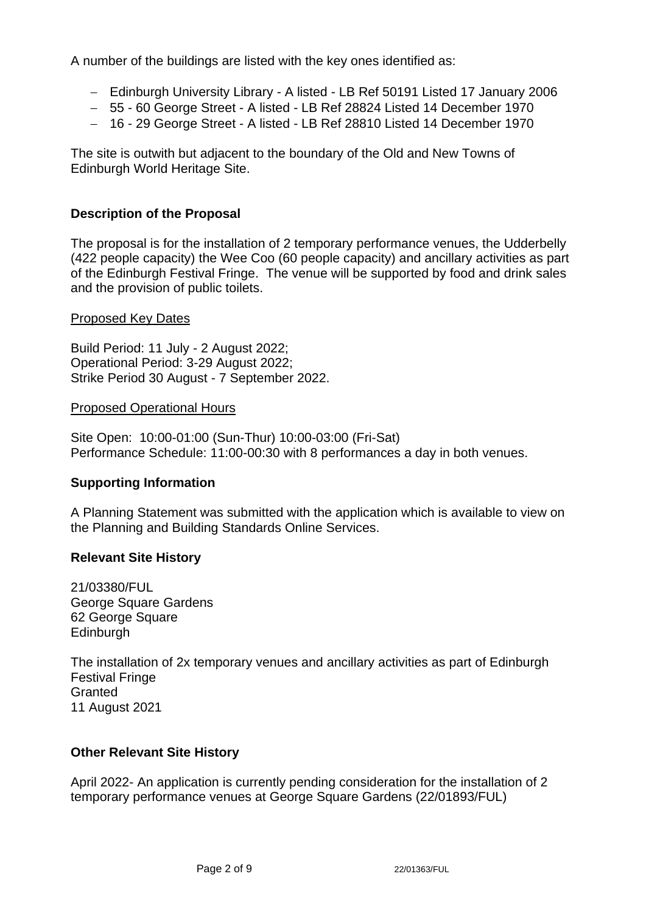A number of the buildings are listed with the key ones identified as:

- Edinburgh University Library - A listed - LB Ref 50191 Listed 17 January 2006
- 55 - 60 George Street - A listed - LB Ref 28824 Listed 14 December 1970
- 16 - 29 George Street - A listed - LB Ref 28810 Listed 14 December 1970

The site is outwith but adjacent to the boundary of the Old and New Towns of Edinburgh World Heritage Site.

## Description of the Proposal

The proposal is for the installation of 2 temporary performance venues, the Udderbelly (422 people capacity) the Wee Coo (60 people capacity) and ancillary activities as part of the Edinburgh Festival Fringe. The venue will be supported by food and drink sales and the provision of public toilets.

Proposed Key Dates

Build Period: 11 July - 2 August 2022;
Operational Period: 3-29 August 2022;
Strike Period 30 August - 7 September 2022.

Proposed Operational Hours

Site Open: 10:00-01:00 (Sun-Thur) 10:00-03:00 (Fri-Sat)
Performance Schedule: 11:00-00:30 with 8 performances a day in both venues.

## Supporting Information

A Planning Statement was submitted with the application which is available to view on the Planning and Building Standards Online Services.

## Relevant Site History

21/03380/FUL
George Square Gardens
62 George Square
Edinburgh

The installation of 2x temporary venues and ancillary activities as part of Edinburgh Festival Fringe
Granted
11 August 2021

## Other Relevant Site History

April 2022- An application is currently pending consideration for the installation of 2 temporary performance venues at George Square Gardens (22/01893/FUL)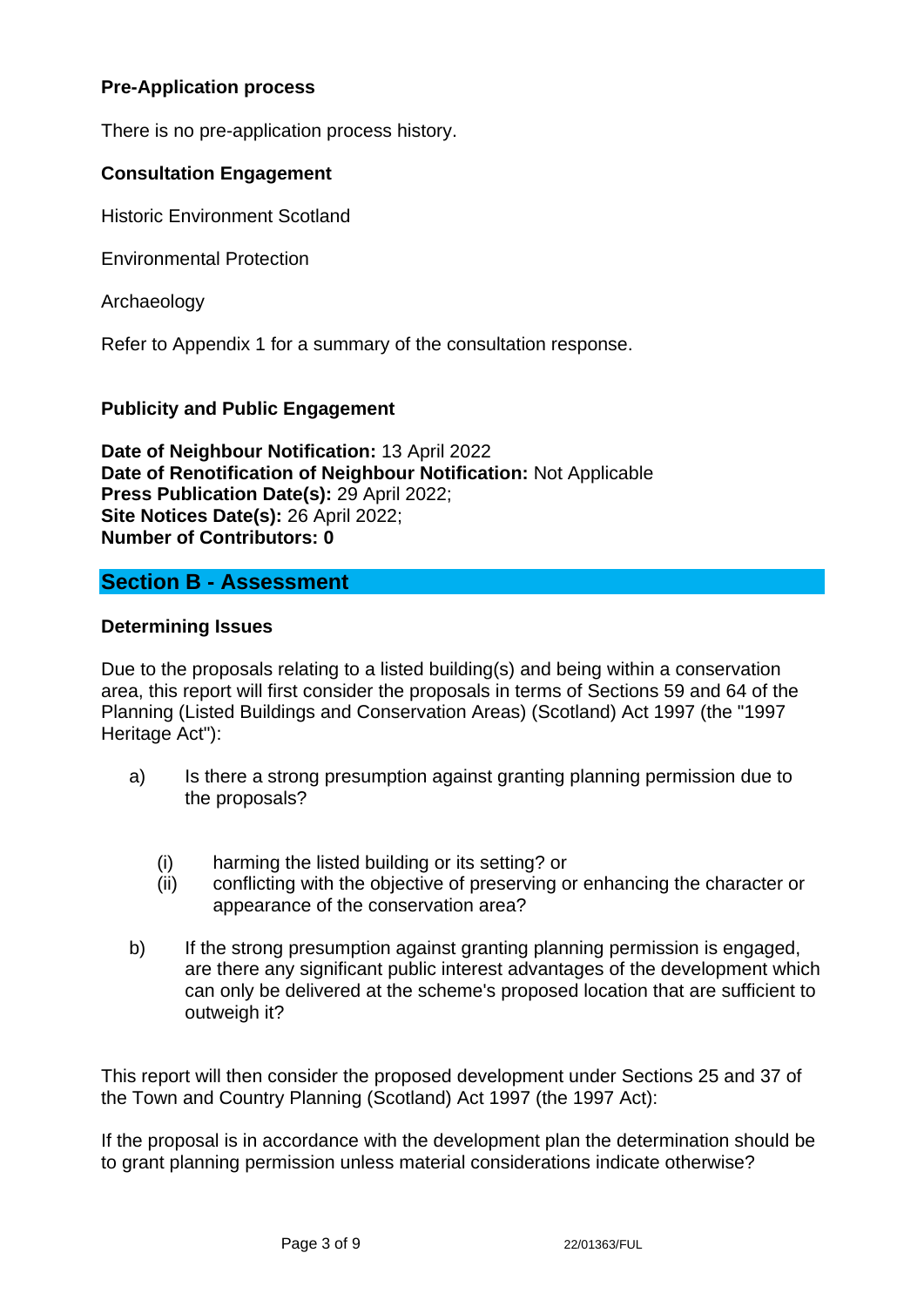**Pre-Application process**

There is no pre-application process history.

**Consultation Engagement**

Historic Environment Scotland

Environmental Protection

Archaeology

Refer to Appendix 1 for a summary of the consultation response.

**Publicity and Public Engagement**

**Date of Neighbour Notification:** 13 April 2022
**Date of Renotification of Neighbour Notification:** Not Applicable
**Press Publication Date(s):** 29 April 2022;
**Site Notices Date(s):** 26 April 2022;
**Number of Contributors: 0**

## Section B - Assessment

**Determining Issues**

Due to the proposals relating to a listed building(s) and being within a conservation area, this report will first consider the proposals in terms of Sections 59 and 64 of the Planning (Listed Buildings and Conservation Areas) (Scotland) Act 1997 (the "1997 Heritage Act"):

a) Is there a strong presumption against granting planning permission due to the proposals?

   (i) harming the listed building or its setting? or
   (ii) conflicting with the objective of preserving or enhancing the character or appearance of the conservation area?

b) If the strong presumption against granting planning permission is engaged, are there any significant public interest advantages of the development which can only be delivered at the scheme's proposed location that are sufficient to outweigh it?

This report will then consider the proposed development under Sections 25 and 37 of the Town and Country Planning (Scotland) Act 1997 (the 1997 Act):

If the proposal is in accordance with the development plan the determination should be to grant planning permission unless material considerations indicate otherwise?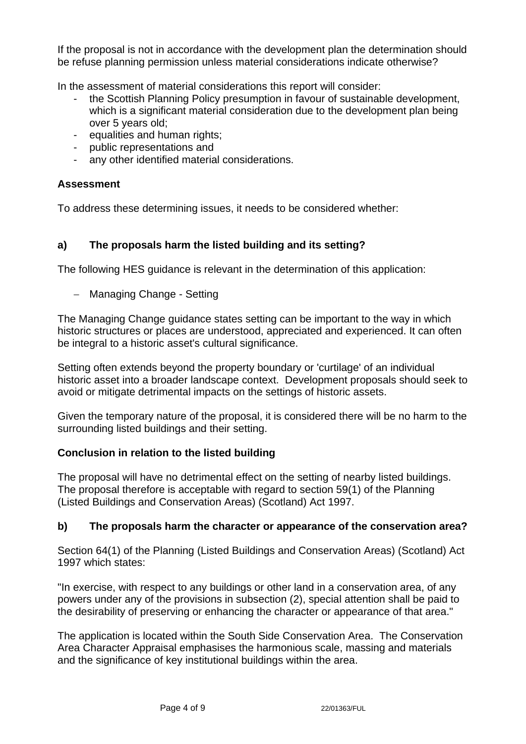If the proposal is not in accordance with the development plan the determination should be refuse planning permission unless material considerations indicate otherwise?

In the assessment of material considerations this report will consider:

- the Scottish Planning Policy presumption in favour of sustainable development, which is a significant material consideration due to the development plan being over 5 years old;
- equalities and human rights;
- public representations and
- any other identified material considerations.

**Assessment**

To address these determining issues, it needs to be considered whether:

**a) The proposals harm the listed building and its setting?**

The following HES guidance is relevant in the determination of this application:

- Managing Change - Setting

The Managing Change guidance states setting can be important to the way in which historic structures or places are understood, appreciated and experienced. It can often be integral to a historic asset's cultural significance.

Setting often extends beyond the property boundary or 'curtilage' of an individual historic asset into a broader landscape context. Development proposals should seek to avoid or mitigate detrimental impacts on the settings of historic assets.

Given the temporary nature of the proposal, it is considered there will be no harm to the surrounding listed buildings and their setting.

**Conclusion in relation to the listed building**

The proposal will have no detrimental effect on the setting of nearby listed buildings. The proposal therefore is acceptable with regard to section 59(1) of the Planning (Listed Buildings and Conservation Areas) (Scotland) Act 1997.

**b) The proposals harm the character or appearance of the conservation area?**

Section 64(1) of the Planning (Listed Buildings and Conservation Areas) (Scotland) Act 1997 which states:

"In exercise, with respect to any buildings or other land in a conservation area, of any powers under any of the provisions in subsection (2), special attention shall be paid to the desirability of preserving or enhancing the character or appearance of that area."

The application is located within the South Side Conservation Area. The Conservation Area Character Appraisal emphasises the harmonious scale, massing and materials and the significance of key institutional buildings within the area.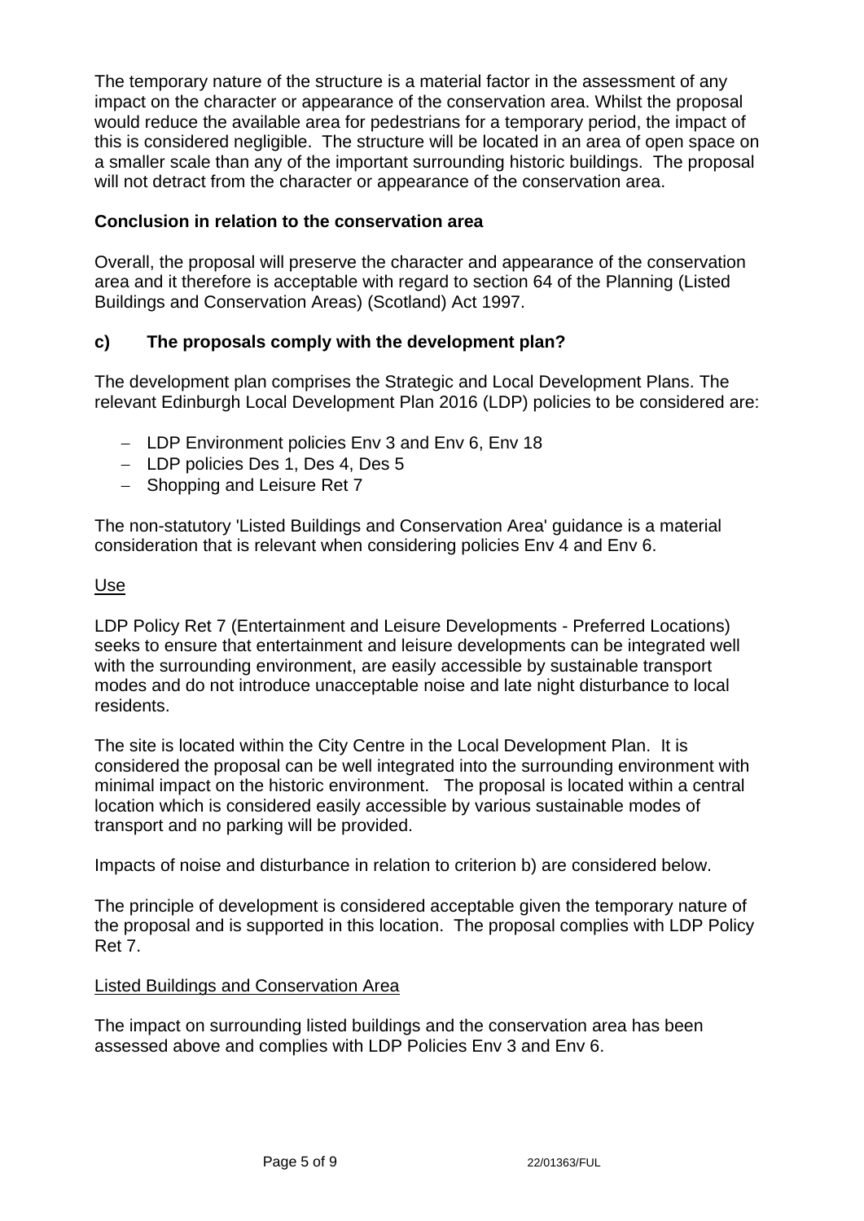The temporary nature of the structure is a material factor in the assessment of any impact on the character or appearance of the conservation area. Whilst the proposal would reduce the available area for pedestrians for a temporary period, the impact of this is considered negligible. The structure will be located in an area of open space on a smaller scale than any of the important surrounding historic buildings. The proposal will not detract from the character or appearance of the conservation area.

**Conclusion in relation to the conservation area**

Overall, the proposal will preserve the character and appearance of the conservation area and it therefore is acceptable with regard to section 64 of the Planning (Listed Buildings and Conservation Areas) (Scotland) Act 1997.

### c) The proposals comply with the development plan?

The development plan comprises the Strategic and Local Development Plans. The relevant Edinburgh Local Development Plan 2016 (LDP) policies to be considered are:

- LDP Environment policies Env 3 and Env 6, Env 18
- LDP policies Des 1, Des 4, Des 5
- Shopping and Leisure Ret 7

The non-statutory 'Listed Buildings and Conservation Area' guidance is a material consideration that is relevant when considering policies Env 4 and Env 6.

Use

LDP Policy Ret 7 (Entertainment and Leisure Developments - Preferred Locations) seeks to ensure that entertainment and leisure developments can be integrated well with the surrounding environment, are easily accessible by sustainable transport modes and do not introduce unacceptable noise and late night disturbance to local residents.

The site is located within the City Centre in the Local Development Plan. It is considered the proposal can be well integrated into the surrounding environment with minimal impact on the historic environment. The proposal is located within a central location which is considered easily accessible by various sustainable modes of transport and no parking will be provided.

Impacts of noise and disturbance in relation to criterion b) are considered below.

The principle of development is considered acceptable given the temporary nature of the proposal and is supported in this location. The proposal complies with LDP Policy Ret 7.

Listed Buildings and Conservation Area

The impact on surrounding listed buildings and the conservation area has been assessed above and complies with LDP Policies Env 3 and Env 6.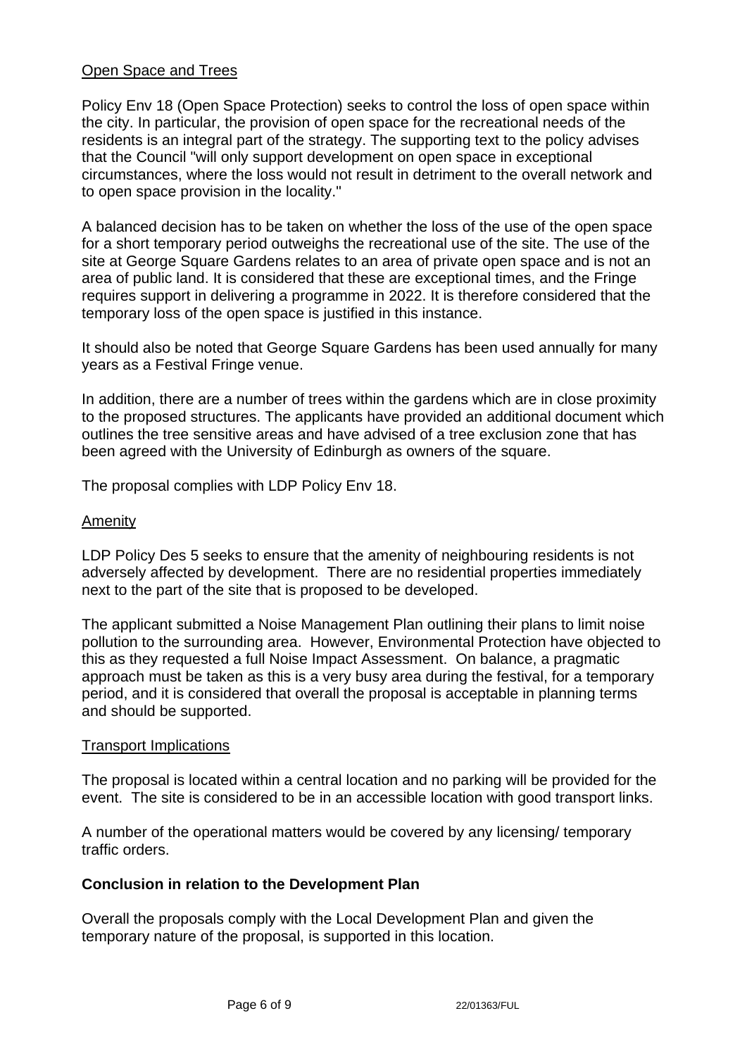### Open Space and Trees

Policy Env 18 (Open Space Protection) seeks to control the loss of open space within the city. In particular, the provision of open space for the recreational needs of the residents is an integral part of the strategy. The supporting text to the policy advises that the Council "will only support development on open space in exceptional circumstances, where the loss would not result in detriment to the overall network and to open space provision in the locality."

A balanced decision has to be taken on whether the loss of the use of the open space for a short temporary period outweighs the recreational use of the site. The use of the site at George Square Gardens relates to an area of private open space and is not an area of public land. It is considered that these are exceptional times, and the Fringe requires support in delivering a programme in 2022. It is therefore considered that the temporary loss of the open space is justified in this instance.

It should also be noted that George Square Gardens has been used annually for many years as a Festival Fringe venue.

In addition, there are a number of trees within the gardens which are in close proximity to the proposed structures. The applicants have provided an additional document which outlines the tree sensitive areas and have advised of a tree exclusion zone that has been agreed with the University of Edinburgh as owners of the square.

The proposal complies with LDP Policy Env 18.

### Amenity

LDP Policy Des 5 seeks to ensure that the amenity of neighbouring residents is not adversely affected by development. There are no residential properties immediately next to the part of the site that is proposed to be developed.

The applicant submitted a Noise Management Plan outlining their plans to limit noise pollution to the surrounding area. However, Environmental Protection have objected to this as they requested a full Noise Impact Assessment. On balance, a pragmatic approach must be taken as this is a very busy area during the festival, for a temporary period, and it is considered that overall the proposal is acceptable in planning terms and should be supported.

### Transport Implications

The proposal is located within a central location and no parking will be provided for the event. The site is considered to be in an accessible location with good transport links.

A number of the operational matters would be covered by any licensing/ temporary traffic orders.

**Conclusion in relation to the Development Plan**

Overall the proposals comply with the Local Development Plan and given the temporary nature of the proposal, is supported in this location.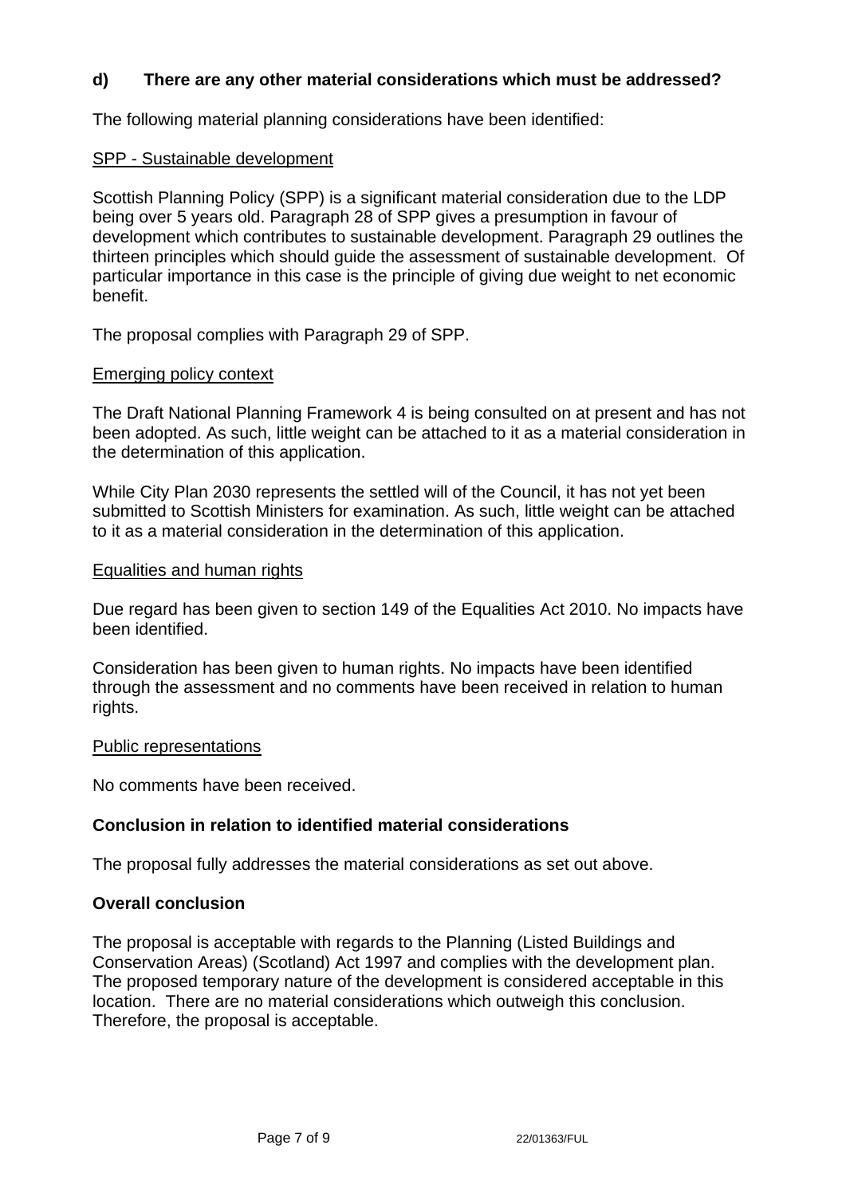### d) There are any other material considerations which must be addressed?

The following material planning considerations have been identified:

SPP - Sustainable development

Scottish Planning Policy (SPP) is a significant material consideration due to the LDP being over 5 years old. Paragraph 28 of SPP gives a presumption in favour of development which contributes to sustainable development. Paragraph 29 outlines the thirteen principles which should guide the assessment of sustainable development. Of particular importance in this case is the principle of giving due weight to net economic benefit.

The proposal complies with Paragraph 29 of SPP.

Emerging policy context

The Draft National Planning Framework 4 is being consulted on at present and has not been adopted. As such, little weight can be attached to it as a material consideration in the determination of this application.

While City Plan 2030 represents the settled will of the Council, it has not yet been submitted to Scottish Ministers for examination. As such, little weight can be attached to it as a material consideration in the determination of this application.

Equalities and human rights

Due regard has been given to section 149 of the Equalities Act 2010. No impacts have been identified.

Consideration has been given to human rights. No impacts have been identified through the assessment and no comments have been received in relation to human rights.

Public representations

No comments have been received.

**Conclusion in relation to identified material considerations**

The proposal fully addresses the material considerations as set out above.

**Overall conclusion**

The proposal is acceptable with regards to the Planning (Listed Buildings and Conservation Areas) (Scotland) Act 1997 and complies with the development plan. The proposed temporary nature of the development is considered acceptable in this location. There are no material considerations which outweigh this conclusion. Therefore, the proposal is acceptable.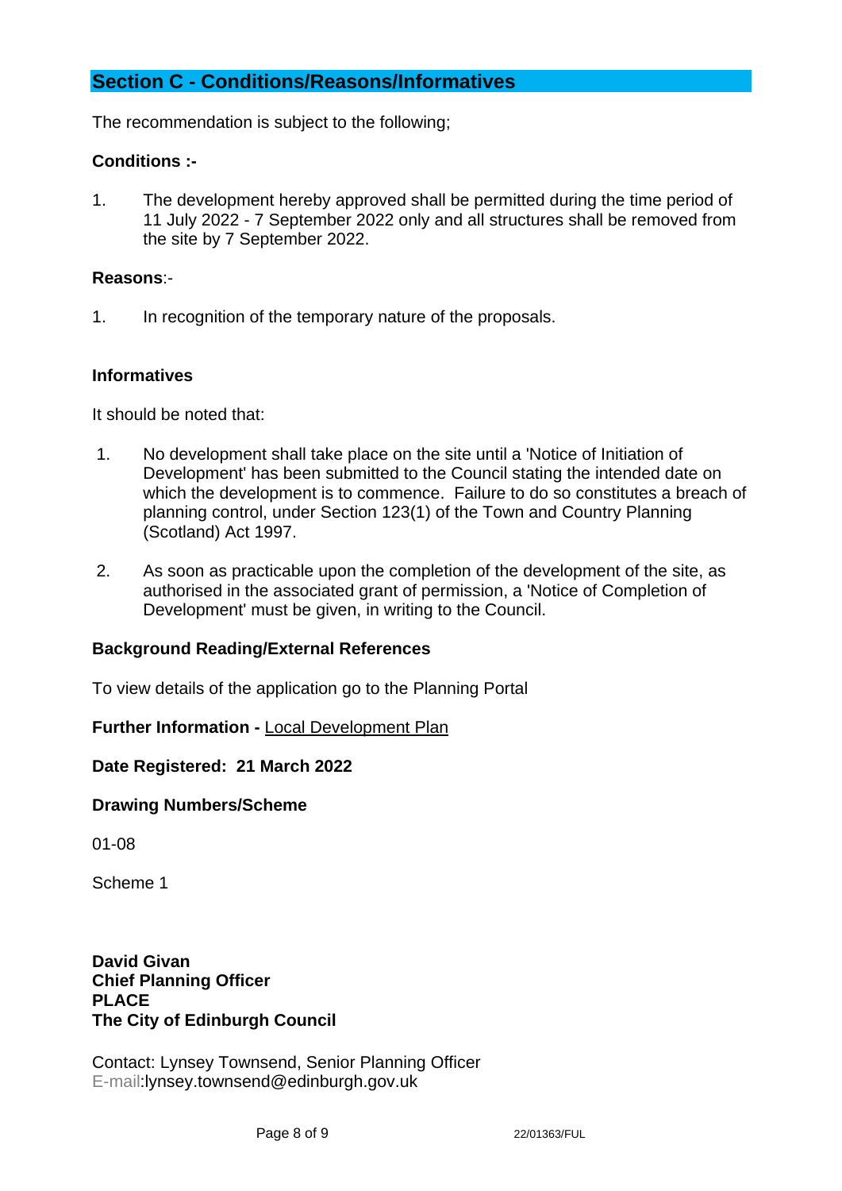## Section C - Conditions/Reasons/Informatives

The recommendation is subject to the following;

**Conditions :-**

1. The development hereby approved shall be permitted during the time period of 11 July 2022 - 7 September 2022 only and all structures shall be removed from the site by 7 September 2022.

**Reasons**:-

1. In recognition of the temporary nature of the proposals.

**Informatives**

It should be noted that:

1. No development shall take place on the site until a 'Notice of Initiation of Development' has been submitted to the Council stating the intended date on which the development is to commence. Failure to do so constitutes a breach of planning control, under Section 123(1) of the Town and Country Planning (Scotland) Act 1997.

2. As soon as practicable upon the completion of the development of the site, as authorised in the associated grant of permission, a 'Notice of Completion of Development' must be given, in writing to the Council.

**Background Reading/External References**

To view details of the application go to the Planning Portal

**Further Information -** Local Development Plan

**Date Registered: 21 March 2022**

**Drawing Numbers/Scheme**

01-08

Scheme 1

**David Givan**
**Chief Planning Officer**
**PLACE**
**The City of Edinburgh Council**

Contact: Lynsey Townsend, Senior Planning Officer
E-mail:lynsey.townsend@edinburgh.gov.uk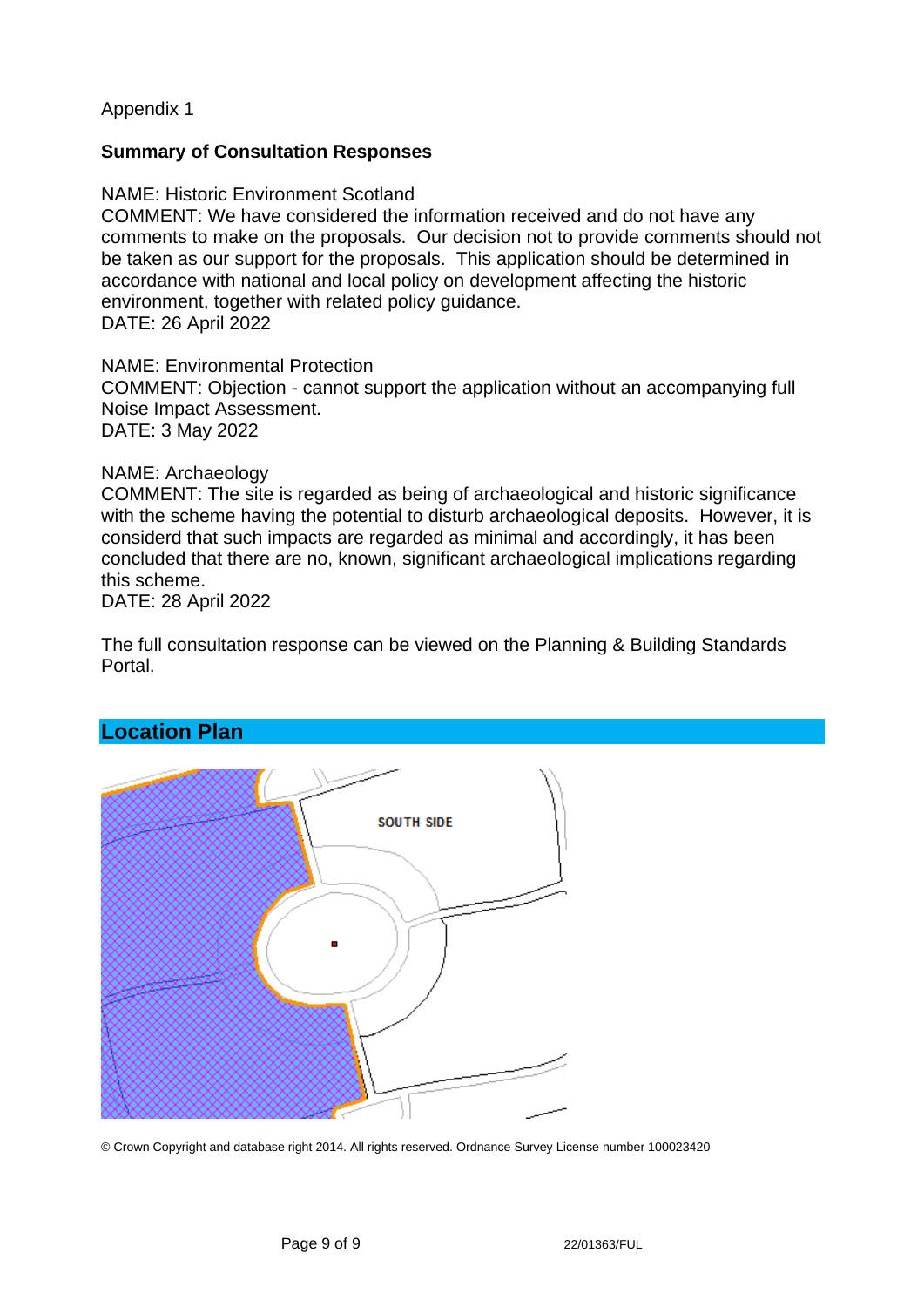Appendix 1

**Summary of Consultation Responses**

NAME: Historic Environment Scotland
COMMENT: We have considered the information received and do not have any comments to make on the proposals. Our decision not to provide comments should not be taken as our support for the proposals. This application should be determined in accordance with national and local policy on development affecting the historic environment, together with related policy guidance.
DATE: 26 April 2022

NAME: Environmental Protection
COMMENT: Objection - cannot support the application without an accompanying full Noise Impact Assessment.
DATE: 3 May 2022

NAME: Archaeology
COMMENT: The site is regarded as being of archaeological and historic significance with the scheme having the potential to disturb archaeological deposits. However, it is considerd that such impacts are regarded as minimal and accordingly, it has been concluded that there are no, known, significant archaeological implications regarding this scheme.
DATE: 28 April 2022

The full consultation response can be viewed on the Planning & Building Standards Portal.

## Location Plan

SOUTH SIDE

© Crown Copyright and database right 2014. All rights reserved. Ordnance Survey License number 100023420

22/01363/FUL